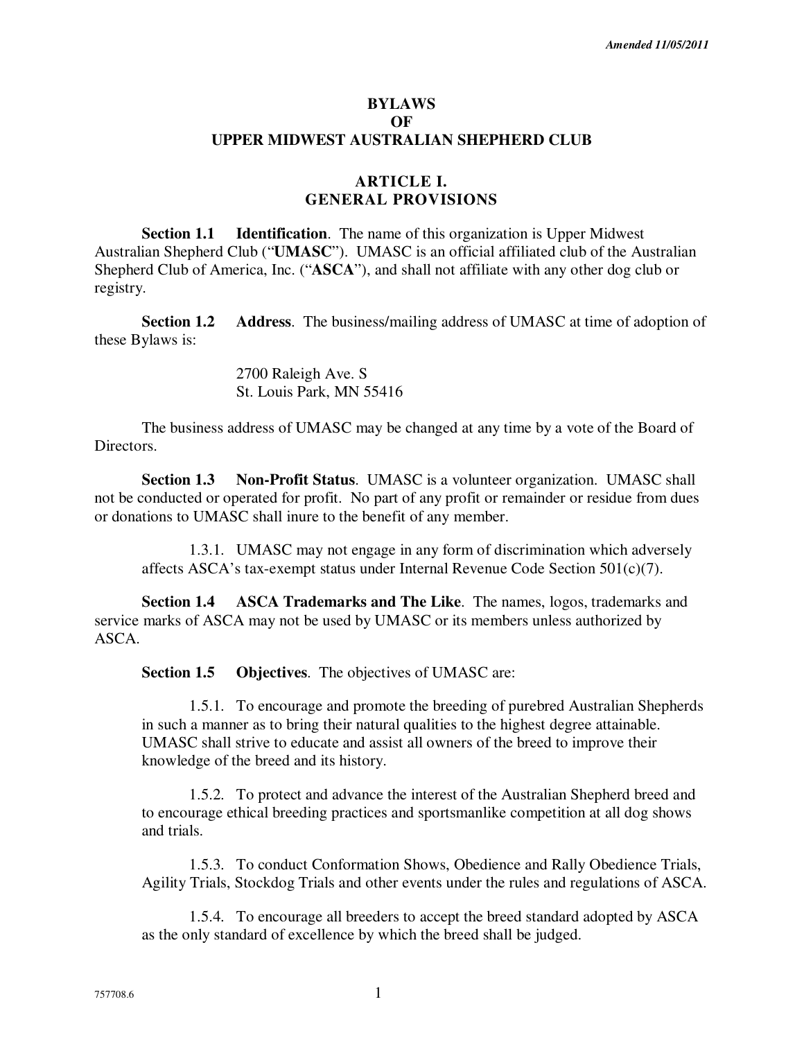*Amended 11/05/2011*

# BYLAWS
# OF
# UPPER MIDWEST AUSTRALIAN SHEPHERD CLUB

## ARTICLE I.
## GENERAL PROVISIONS

**Section 1.1 Identification**. The name of this organization is Upper Midwest Australian Shepherd Club ("**UMASC**"). UMASC is an official affiliated club of the Australian Shepherd Club of America, Inc. ("**ASCA**"), and shall not affiliate with any other dog club or registry.

**Section 1.2 Address**. The business/mailing address of UMASC at time of adoption of these Bylaws is:

2700 Raleigh Ave. S
St. Louis Park, MN 55416

The business address of UMASC may be changed at any time by a vote of the Board of Directors.

**Section 1.3 Non-Profit Status**. UMASC is a volunteer organization. UMASC shall not be conducted or operated for profit. No part of any profit or remainder or residue from dues or donations to UMASC shall inure to the benefit of any member.

1.3.1. UMASC may not engage in any form of discrimination which adversely affects ASCA's tax-exempt status under Internal Revenue Code Section 501(c)(7).

**Section 1.4 ASCA Trademarks and The Like**. The names, logos, trademarks and service marks of ASCA may not be used by UMASC or its members unless authorized by ASCA.

**Section 1.5 Objectives**. The objectives of UMASC are:

1.5.1. To encourage and promote the breeding of purebred Australian Shepherds in such a manner as to bring their natural qualities to the highest degree attainable. UMASC shall strive to educate and assist all owners of the breed to improve their knowledge of the breed and its history.

1.5.2. To protect and advance the interest of the Australian Shepherd breed and to encourage ethical breeding practices and sportsmanlike competition at all dog shows and trials.

1.5.3. To conduct Conformation Shows, Obedience and Rally Obedience Trials, Agility Trials, Stockdog Trials and other events under the rules and regulations of ASCA.

1.5.4. To encourage all breeders to accept the breed standard adopted by ASCA as the only standard of excellence by which the breed shall be judged.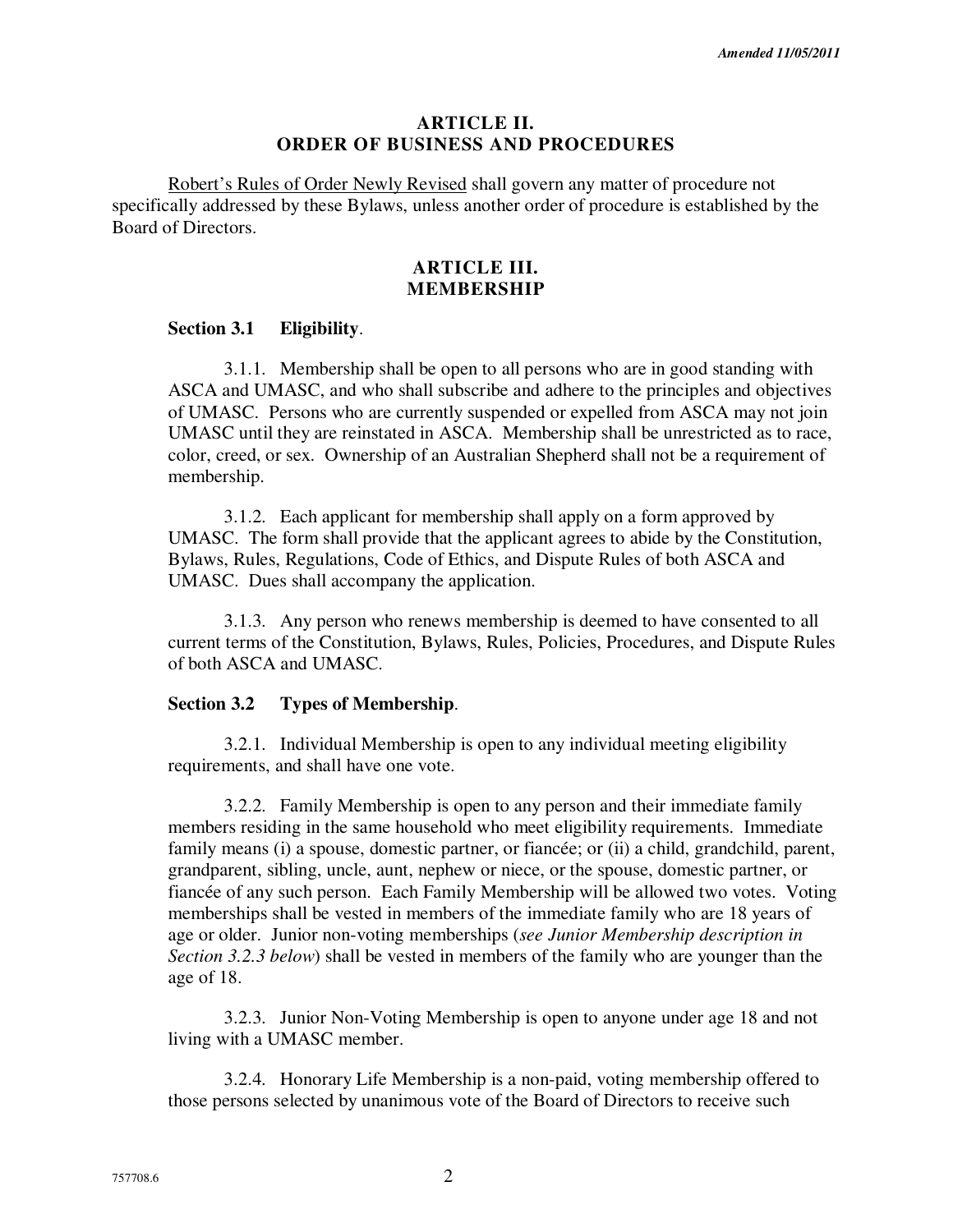## ARTICLE II.
## ORDER OF BUSINESS AND PROCEDURES

Robert's Rules of Order Newly Revised shall govern any matter of procedure not specifically addressed by these Bylaws, unless another order of procedure is established by the Board of Directors.

## ARTICLE III.
## MEMBERSHIP

**Section 3.1 Eligibility**.

3.1.1. Membership shall be open to all persons who are in good standing with ASCA and UMASC, and who shall subscribe and adhere to the principles and objectives of UMASC. Persons who are currently suspended or expelled from ASCA may not join UMASC until they are reinstated in ASCA. Membership shall be unrestricted as to race, color, creed, or sex. Ownership of an Australian Shepherd shall not be a requirement of membership.

3.1.2. Each applicant for membership shall apply on a form approved by UMASC. The form shall provide that the applicant agrees to abide by the Constitution, Bylaws, Rules, Regulations, Code of Ethics, and Dispute Rules of both ASCA and UMASC. Dues shall accompany the application.

3.1.3. Any person who renews membership is deemed to have consented to all current terms of the Constitution, Bylaws, Rules, Policies, Procedures, and Dispute Rules of both ASCA and UMASC.

**Section 3.2 Types of Membership**.

3.2.1. Individual Membership is open to any individual meeting eligibility requirements, and shall have one vote.

3.2.2. Family Membership is open to any person and their immediate family members residing in the same household who meet eligibility requirements. Immediate family means (i) a spouse, domestic partner, or fiancée; or (ii) a child, grandchild, parent, grandparent, sibling, uncle, aunt, nephew or niece, or the spouse, domestic partner, or fiancée of any such person. Each Family Membership will be allowed two votes. Voting memberships shall be vested in members of the immediate family who are 18 years of age or older. Junior non-voting memberships (*see Junior Membership description in Section 3.2.3 below*) shall be vested in members of the family who are younger than the age of 18.

3.2.3. Junior Non-Voting Membership is open to anyone under age 18 and not living with a UMASC member.

3.2.4. Honorary Life Membership is a non-paid, voting membership offered to those persons selected by unanimous vote of the Board of Directors to receive such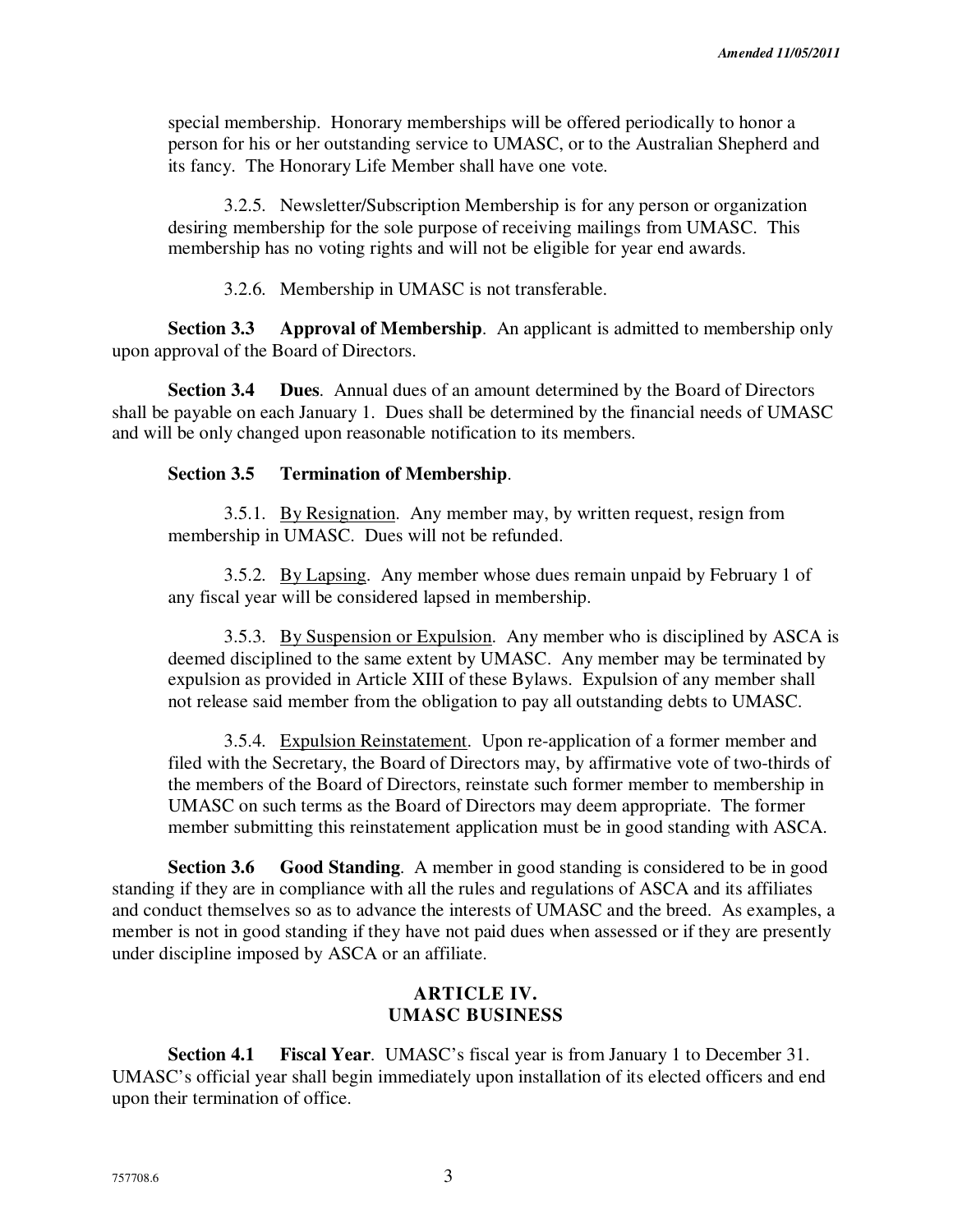special membership. Honorary memberships will be offered periodically to honor a person for his or her outstanding service to UMASC, or to the Australian Shepherd and its fancy. The Honorary Life Member shall have one vote.

3.2.5. Newsletter/Subscription Membership is for any person or organization desiring membership for the sole purpose of receiving mailings from UMASC. This membership has no voting rights and will not be eligible for year end awards.

3.2.6. Membership in UMASC is not transferable.

**Section 3.3 Approval of Membership**. An applicant is admitted to membership only upon approval of the Board of Directors.

**Section 3.4 Dues**. Annual dues of an amount determined by the Board of Directors shall be payable on each January 1. Dues shall be determined by the financial needs of UMASC and will be only changed upon reasonable notification to its members.

**Section 3.5 Termination of Membership**.

3.5.1. By Resignation. Any member may, by written request, resign from membership in UMASC. Dues will not be refunded.

3.5.2. By Lapsing. Any member whose dues remain unpaid by February 1 of any fiscal year will be considered lapsed in membership.

3.5.3. By Suspension or Expulsion. Any member who is disciplined by ASCA is deemed disciplined to the same extent by UMASC. Any member may be terminated by expulsion as provided in Article XIII of these Bylaws. Expulsion of any member shall not release said member from the obligation to pay all outstanding debts to UMASC.

3.5.4. Expulsion Reinstatement. Upon re-application of a former member and filed with the Secretary, the Board of Directors may, by affirmative vote of two-thirds of the members of the Board of Directors, reinstate such former member to membership in UMASC on such terms as the Board of Directors may deem appropriate. The former member submitting this reinstatement application must be in good standing with ASCA.

**Section 3.6 Good Standing**. A member in good standing is considered to be in good standing if they are in compliance with all the rules and regulations of ASCA and its affiliates and conduct themselves so as to advance the interests of UMASC and the breed. As examples, a member is not in good standing if they have not paid dues when assessed or if they are presently under discipline imposed by ASCA or an affiliate.

## ARTICLE IV. UMASC BUSINESS

**Section 4.1 Fiscal Year**. UMASC's fiscal year is from January 1 to December 31. UMASC's official year shall begin immediately upon installation of its elected officers and end upon their termination of office.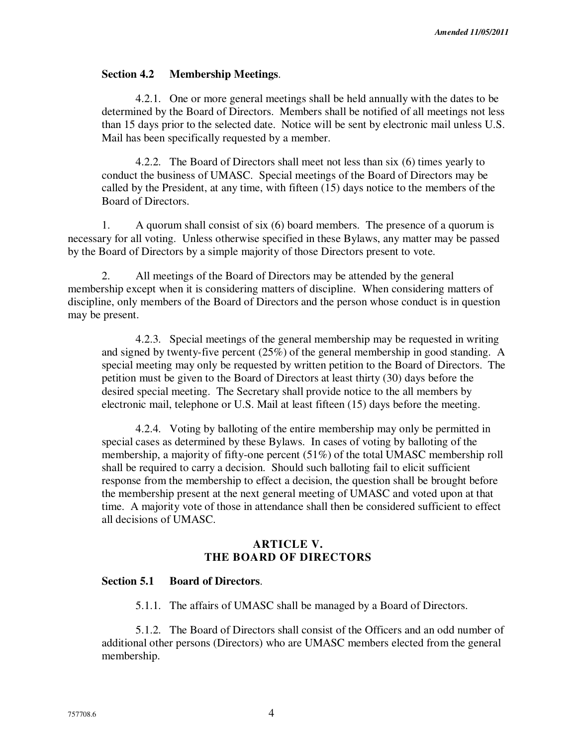**Section 4.2 Membership Meetings**.

4.2.1. One or more general meetings shall be held annually with the dates to be determined by the Board of Directors. Members shall be notified of all meetings not less than 15 days prior to the selected date. Notice will be sent by electronic mail unless U.S. Mail has been specifically requested by a member.

4.2.2. The Board of Directors shall meet not less than six (6) times yearly to conduct the business of UMASC. Special meetings of the Board of Directors may be called by the President, at any time, with fifteen (15) days notice to the members of the Board of Directors.

1. A quorum shall consist of six (6) board members. The presence of a quorum is necessary for all voting. Unless otherwise specified in these Bylaws, any matter may be passed by the Board of Directors by a simple majority of those Directors present to vote.

2. All meetings of the Board of Directors may be attended by the general membership except when it is considering matters of discipline. When considering matters of discipline, only members of the Board of Directors and the person whose conduct is in question may be present.

4.2.3. Special meetings of the general membership may be requested in writing and signed by twenty-five percent (25%) of the general membership in good standing. A special meeting may only be requested by written petition to the Board of Directors. The petition must be given to the Board of Directors at least thirty (30) days before the desired special meeting. The Secretary shall provide notice to the all members by electronic mail, telephone or U.S. Mail at least fifteen (15) days before the meeting.

4.2.4. Voting by balloting of the entire membership may only be permitted in special cases as determined by these Bylaws. In cases of voting by balloting of the membership, a majority of fifty-one percent (51%) of the total UMASC membership roll shall be required to carry a decision. Should such balloting fail to elicit sufficient response from the membership to effect a decision, the question shall be brought before the membership present at the next general meeting of UMASC and voted upon at that time. A majority vote of those in attendance shall then be considered sufficient to effect all decisions of UMASC.

## ARTICLE V.
## THE BOARD OF DIRECTORS

**Section 5.1 Board of Directors**.

5.1.1. The affairs of UMASC shall be managed by a Board of Directors.

5.1.2. The Board of Directors shall consist of the Officers and an odd number of additional other persons (Directors) who are UMASC members elected from the general membership.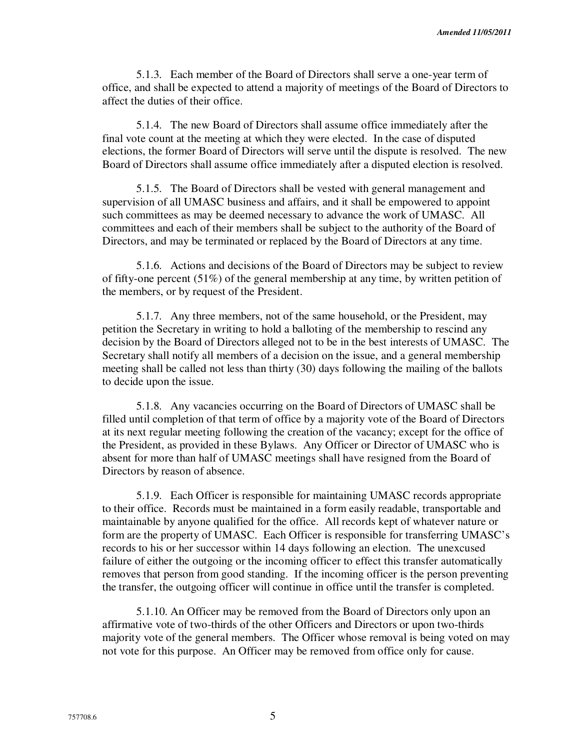5.1.3. Each member of the Board of Directors shall serve a one-year term of office, and shall be expected to attend a majority of meetings of the Board of Directors to affect the duties of their office.

5.1.4. The new Board of Directors shall assume office immediately after the final vote count at the meeting at which they were elected. In the case of disputed elections, the former Board of Directors will serve until the dispute is resolved. The new Board of Directors shall assume office immediately after a disputed election is resolved.

5.1.5. The Board of Directors shall be vested with general management and supervision of all UMASC business and affairs, and it shall be empowered to appoint such committees as may be deemed necessary to advance the work of UMASC. All committees and each of their members shall be subject to the authority of the Board of Directors, and may be terminated or replaced by the Board of Directors at any time.

5.1.6. Actions and decisions of the Board of Directors may be subject to review of fifty-one percent (51%) of the general membership at any time, by written petition of the members, or by request of the President.

5.1.7. Any three members, not of the same household, or the President, may petition the Secretary in writing to hold a balloting of the membership to rescind any decision by the Board of Directors alleged not to be in the best interests of UMASC. The Secretary shall notify all members of a decision on the issue, and a general membership meeting shall be called not less than thirty (30) days following the mailing of the ballots to decide upon the issue.

5.1.8. Any vacancies occurring on the Board of Directors of UMASC shall be filled until completion of that term of office by a majority vote of the Board of Directors at its next regular meeting following the creation of the vacancy; except for the office of the President, as provided in these Bylaws. Any Officer or Director of UMASC who is absent for more than half of UMASC meetings shall have resigned from the Board of Directors by reason of absence.

5.1.9. Each Officer is responsible for maintaining UMASC records appropriate to their office. Records must be maintained in a form easily readable, transportable and maintainable by anyone qualified for the office. All records kept of whatever nature or form are the property of UMASC. Each Officer is responsible for transferring UMASC's records to his or her successor within 14 days following an election. The unexcused failure of either the outgoing or the incoming officer to effect this transfer automatically removes that person from good standing. If the incoming officer is the person preventing the transfer, the outgoing officer will continue in office until the transfer is completed.

5.1.10. An Officer may be removed from the Board of Directors only upon an affirmative vote of two-thirds of the other Officers and Directors or upon two-thirds majority vote of the general members. The Officer whose removal is being voted on may not vote for this purpose. An Officer may be removed from office only for cause.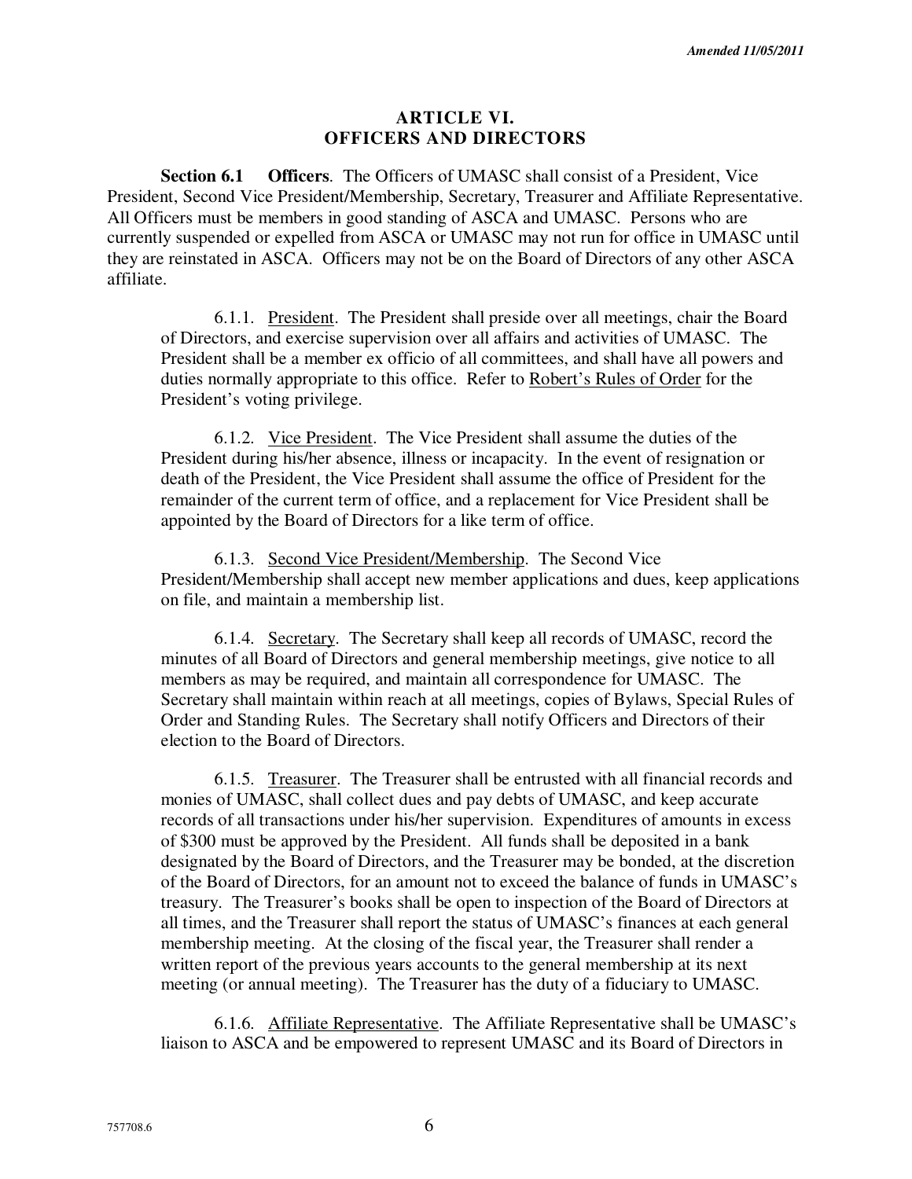## ARTICLE VI.
## OFFICERS AND DIRECTORS

**Section 6.1 Officers**. The Officers of UMASC shall consist of a President, Vice President, Second Vice President/Membership, Secretary, Treasurer and Affiliate Representative. All Officers must be members in good standing of ASCA and UMASC. Persons who are currently suspended or expelled from ASCA or UMASC may not run for office in UMASC until they are reinstated in ASCA. Officers may not be on the Board of Directors of any other ASCA affiliate.

6.1.1. President. The President shall preside over all meetings, chair the Board of Directors, and exercise supervision over all affairs and activities of UMASC. The President shall be a member ex officio of all committees, and shall have all powers and duties normally appropriate to this office. Refer to Robert's Rules of Order for the President's voting privilege.

6.1.2. Vice President. The Vice President shall assume the duties of the President during his/her absence, illness or incapacity. In the event of resignation or death of the President, the Vice President shall assume the office of President for the remainder of the current term of office, and a replacement for Vice President shall be appointed by the Board of Directors for a like term of office.

6.1.3. Second Vice President/Membership. The Second Vice President/Membership shall accept new member applications and dues, keep applications on file, and maintain a membership list.

6.1.4. Secretary. The Secretary shall keep all records of UMASC, record the minutes of all Board of Directors and general membership meetings, give notice to all members as may be required, and maintain all correspondence for UMASC. The Secretary shall maintain within reach at all meetings, copies of Bylaws, Special Rules of Order and Standing Rules. The Secretary shall notify Officers and Directors of their election to the Board of Directors.

6.1.5. Treasurer. The Treasurer shall be entrusted with all financial records and monies of UMASC, shall collect dues and pay debts of UMASC, and keep accurate records of all transactions under his/her supervision. Expenditures of amounts in excess of $300 must be approved by the President. All funds shall be deposited in a bank designated by the Board of Directors, and the Treasurer may be bonded, at the discretion of the Board of Directors, for an amount not to exceed the balance of funds in UMASC's treasury. The Treasurer's books shall be open to inspection of the Board of Directors at all times, and the Treasurer shall report the status of UMASC's finances at each general membership meeting. At the closing of the fiscal year, the Treasurer shall render a written report of the previous years accounts to the general membership at its next meeting (or annual meeting). The Treasurer has the duty of a fiduciary to UMASC.

6.1.6. Affiliate Representative. The Affiliate Representative shall be UMASC's liaison to ASCA and be empowered to represent UMASC and its Board of Directors in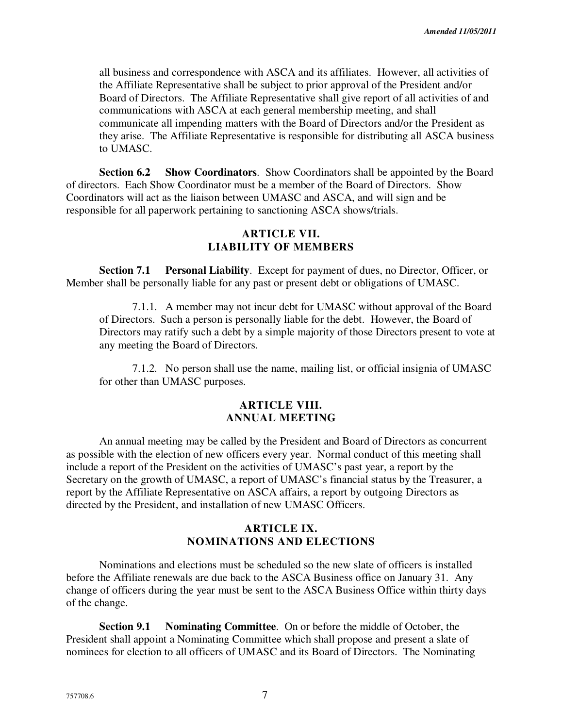all business and correspondence with ASCA and its affiliates. However, all activities of the Affiliate Representative shall be subject to prior approval of the President and/or Board of Directors. The Affiliate Representative shall give report of all activities of and communications with ASCA at each general membership meeting, and shall communicate all impending matters with the Board of Directors and/or the President as they arise. The Affiliate Representative is responsible for distributing all ASCA business to UMASC.

**Section 6.2 Show Coordinators**. Show Coordinators shall be appointed by the Board of directors. Each Show Coordinator must be a member of the Board of Directors. Show Coordinators will act as the liaison between UMASC and ASCA, and will sign and be responsible for all paperwork pertaining to sanctioning ASCA shows/trials.

## ARTICLE VII. LIABILITY OF MEMBERS

**Section 7.1 Personal Liability**. Except for payment of dues, no Director, Officer, or Member shall be personally liable for any past or present debt or obligations of UMASC.

7.1.1. A member may not incur debt for UMASC without approval of the Board of Directors. Such a person is personally liable for the debt. However, the Board of Directors may ratify such a debt by a simple majority of those Directors present to vote at any meeting the Board of Directors.

7.1.2. No person shall use the name, mailing list, or official insignia of UMASC for other than UMASC purposes.

## ARTICLE VIII. ANNUAL MEETING

An annual meeting may be called by the President and Board of Directors as concurrent as possible with the election of new officers every year. Normal conduct of this meeting shall include a report of the President on the activities of UMASC's past year, a report by the Secretary on the growth of UMASC, a report of UMASC's financial status by the Treasurer, a report by the Affiliate Representative on ASCA affairs, a report by outgoing Directors as directed by the President, and installation of new UMASC Officers.

## ARTICLE IX. NOMINATIONS AND ELECTIONS

Nominations and elections must be scheduled so the new slate of officers is installed before the Affiliate renewals are due back to the ASCA Business office on January 31. Any change of officers during the year must be sent to the ASCA Business Office within thirty days of the change.

**Section 9.1 Nominating Committee**. On or before the middle of October, the President shall appoint a Nominating Committee which shall propose and present a slate of nominees for election to all officers of UMASC and its Board of Directors. The Nominating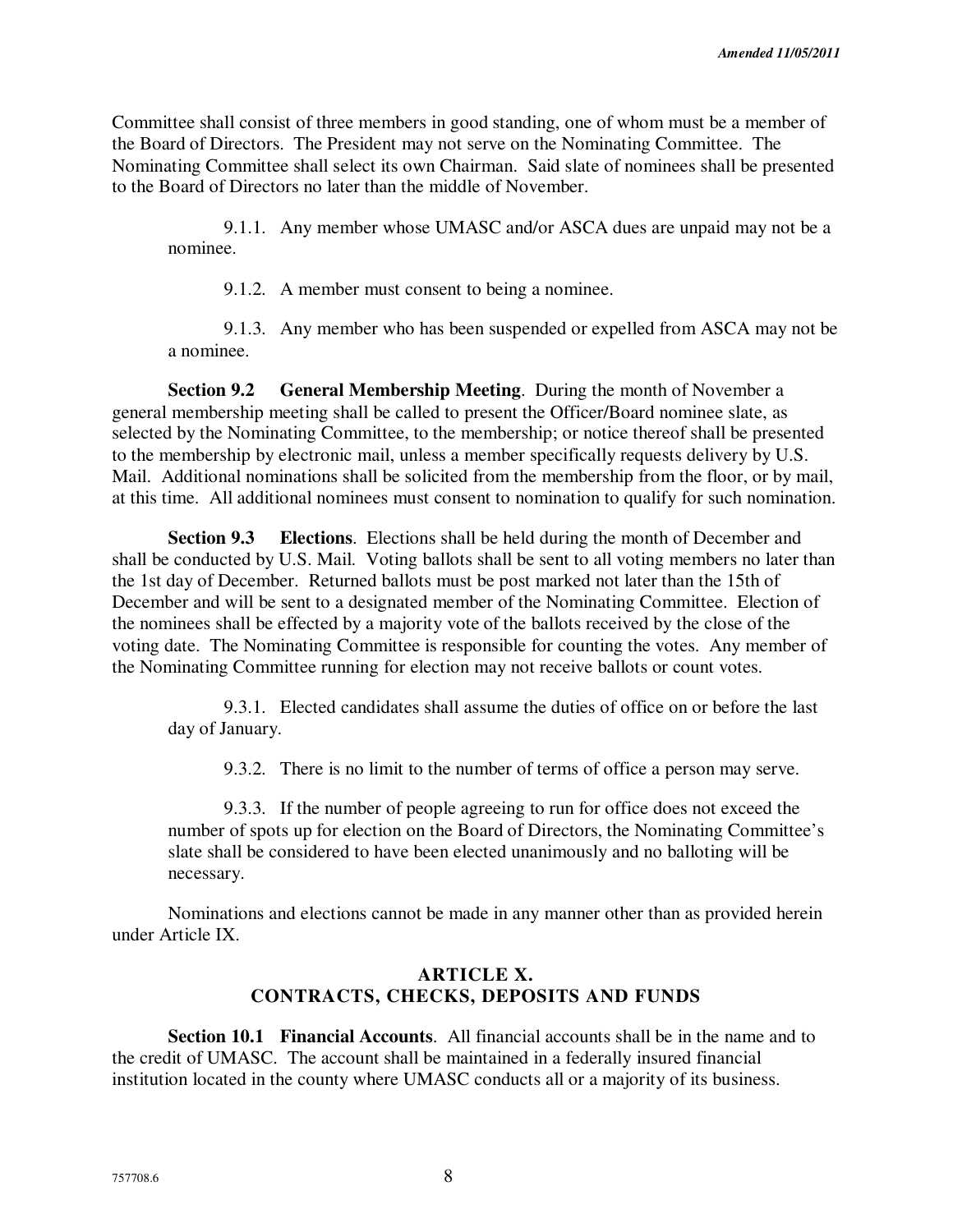Committee shall consist of three members in good standing, one of whom must be a member of the Board of Directors. The President may not serve on the Nominating Committee. The Nominating Committee shall select its own Chairman. Said slate of nominees shall be presented to the Board of Directors no later than the middle of November.

9.1.1. Any member whose UMASC and/or ASCA dues are unpaid may not be a nominee.

9.1.2. A member must consent to being a nominee.

9.1.3. Any member who has been suspended or expelled from ASCA may not be a nominee.

**Section 9.2 General Membership Meeting**. During the month of November a general membership meeting shall be called to present the Officer/Board nominee slate, as selected by the Nominating Committee, to the membership; or notice thereof shall be presented to the membership by electronic mail, unless a member specifically requests delivery by U.S. Mail. Additional nominations shall be solicited from the membership from the floor, or by mail, at this time. All additional nominees must consent to nomination to qualify for such nomination.

**Section 9.3 Elections**. Elections shall be held during the month of December and shall be conducted by U.S. Mail. Voting ballots shall be sent to all voting members no later than the 1st day of December. Returned ballots must be post marked not later than the 15th of December and will be sent to a designated member of the Nominating Committee. Election of the nominees shall be effected by a majority vote of the ballots received by the close of the voting date. The Nominating Committee is responsible for counting the votes. Any member of the Nominating Committee running for election may not receive ballots or count votes.

9.3.1. Elected candidates shall assume the duties of office on or before the last day of January.

9.3.2. There is no limit to the number of terms of office a person may serve.

9.3.3. If the number of people agreeing to run for office does not exceed the number of spots up for election on the Board of Directors, the Nominating Committee's slate shall be considered to have been elected unanimously and no balloting will be necessary.

Nominations and elections cannot be made in any manner other than as provided herein under Article IX.

## ARTICLE X.
## CONTRACTS, CHECKS, DEPOSITS AND FUNDS

**Section 10.1 Financial Accounts**. All financial accounts shall be in the name and to the credit of UMASC. The account shall be maintained in a federally insured financial institution located in the county where UMASC conducts all or a majority of its business.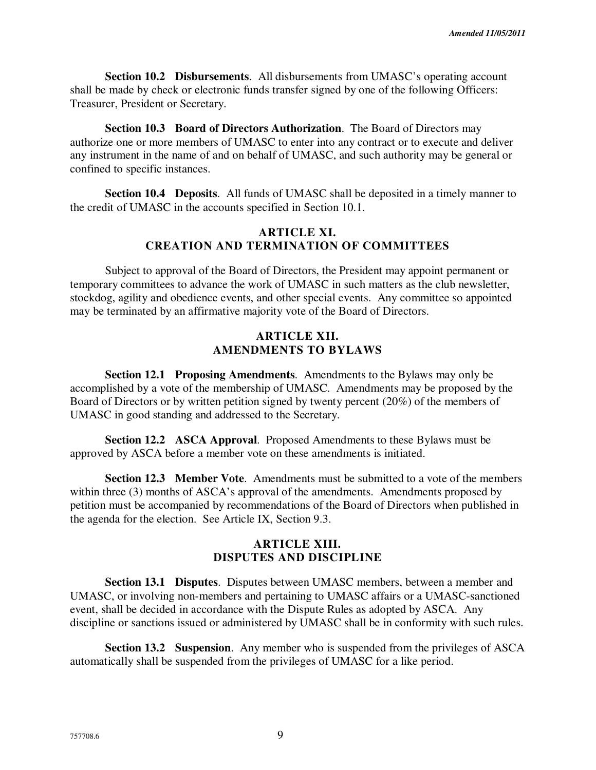**Section 10.2 Disbursements**. All disbursements from UMASC's operating account shall be made by check or electronic funds transfer signed by one of the following Officers: Treasurer, President or Secretary.

**Section 10.3 Board of Directors Authorization**. The Board of Directors may authorize one or more members of UMASC to enter into any contract or to execute and deliver any instrument in the name of and on behalf of UMASC, and such authority may be general or confined to specific instances.

**Section 10.4 Deposits**. All funds of UMASC shall be deposited in a timely manner to the credit of UMASC in the accounts specified in Section 10.1.

## ARTICLE XI.
## CREATION AND TERMINATION OF COMMITTEES

Subject to approval of the Board of Directors, the President may appoint permanent or temporary committees to advance the work of UMASC in such matters as the club newsletter, stockdog, agility and obedience events, and other special events. Any committee so appointed may be terminated by an affirmative majority vote of the Board of Directors.

## ARTICLE XII.
## AMENDMENTS TO BYLAWS

**Section 12.1 Proposing Amendments**. Amendments to the Bylaws may only be accomplished by a vote of the membership of UMASC. Amendments may be proposed by the Board of Directors or by written petition signed by twenty percent (20%) of the members of UMASC in good standing and addressed to the Secretary.

**Section 12.2 ASCA Approval**. Proposed Amendments to these Bylaws must be approved by ASCA before a member vote on these amendments is initiated.

**Section 12.3 Member Vote**. Amendments must be submitted to a vote of the members within three (3) months of ASCA's approval of the amendments. Amendments proposed by petition must be accompanied by recommendations of the Board of Directors when published in the agenda for the election. See Article IX, Section 9.3.

## ARTICLE XIII.
## DISPUTES AND DISCIPLINE

**Section 13.1 Disputes**. Disputes between UMASC members, between a member and UMASC, or involving non-members and pertaining to UMASC affairs or a UMASC-sanctioned event, shall be decided in accordance with the Dispute Rules as adopted by ASCA. Any discipline or sanctions issued or administered by UMASC shall be in conformity with such rules.

**Section 13.2 Suspension**. Any member who is suspended from the privileges of ASCA automatically shall be suspended from the privileges of UMASC for a like period.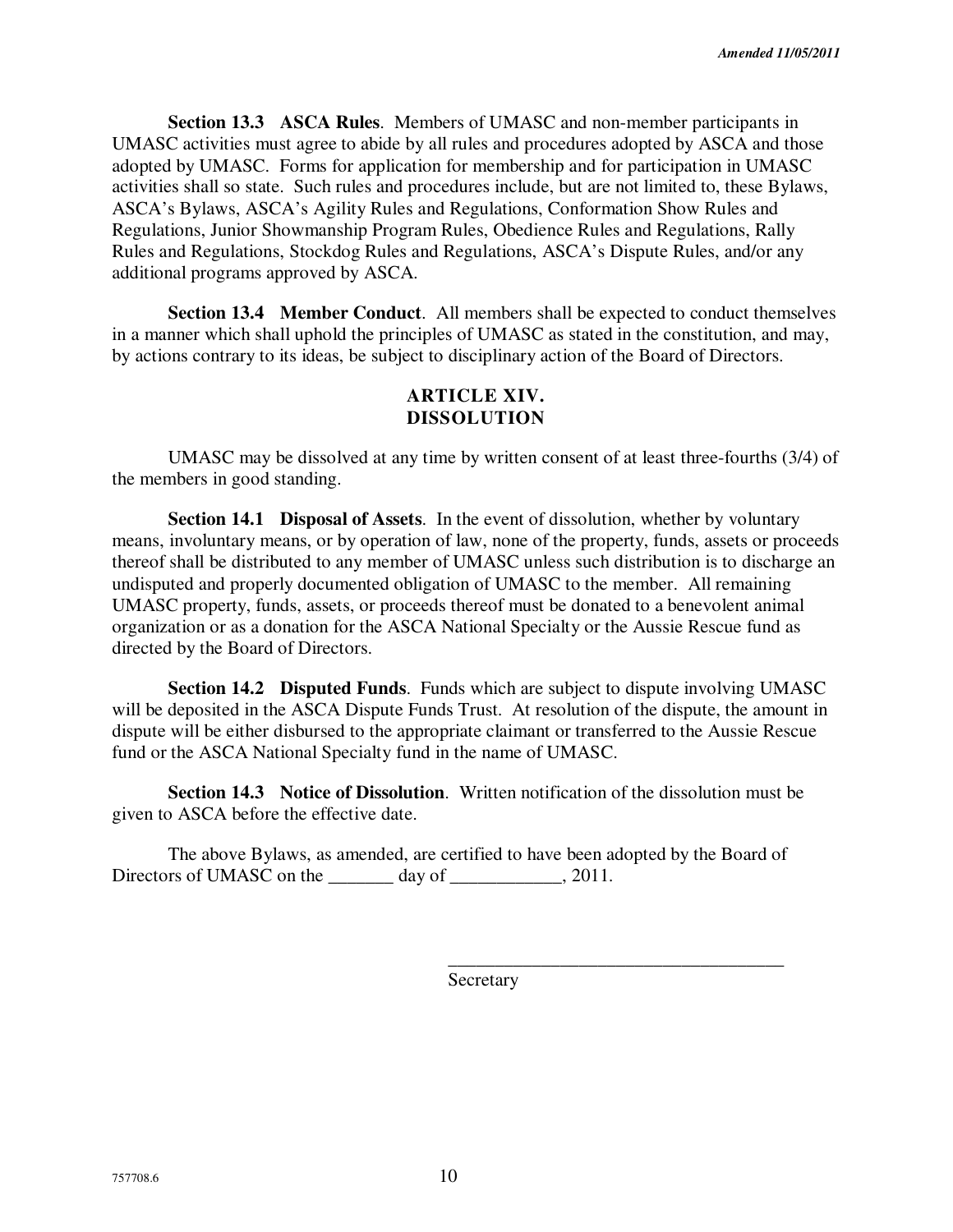**Section 13.3 ASCA Rules**. Members of UMASC and non-member participants in UMASC activities must agree to abide by all rules and procedures adopted by ASCA and those adopted by UMASC. Forms for application for membership and for participation in UMASC activities shall so state. Such rules and procedures include, but are not limited to, these Bylaws, ASCA's Bylaws, ASCA's Agility Rules and Regulations, Conformation Show Rules and Regulations, Junior Showmanship Program Rules, Obedience Rules and Regulations, Rally Rules and Regulations, Stockdog Rules and Regulations, ASCA's Dispute Rules, and/or any additional programs approved by ASCA.

**Section 13.4 Member Conduct**. All members shall be expected to conduct themselves in a manner which shall uphold the principles of UMASC as stated in the constitution, and may, by actions contrary to its ideas, be subject to disciplinary action of the Board of Directors.

## ARTICLE XIV. DISSOLUTION

UMASC may be dissolved at any time by written consent of at least three-fourths (3/4) of the members in good standing.

**Section 14.1 Disposal of Assets**. In the event of dissolution, whether by voluntary means, involuntary means, or by operation of law, none of the property, funds, assets or proceeds thereof shall be distributed to any member of UMASC unless such distribution is to discharge an undisputed and properly documented obligation of UMASC to the member. All remaining UMASC property, funds, assets, or proceeds thereof must be donated to a benevolent animal organization or as a donation for the ASCA National Specialty or the Aussie Rescue fund as directed by the Board of Directors.

**Section 14.2 Disputed Funds**. Funds which are subject to dispute involving UMASC will be deposited in the ASCA Dispute Funds Trust. At resolution of the dispute, the amount in dispute will be either disbursed to the appropriate claimant or transferred to the Aussie Rescue fund or the ASCA National Specialty fund in the name of UMASC.

**Section 14.3 Notice of Dissolution**. Written notification of the dissolution must be given to ASCA before the effective date.

The above Bylaws, as amended, are certified to have been adopted by the Board of Directors of UMASC on the _______ day of ____________, 2011.

_____________________________________
Secretary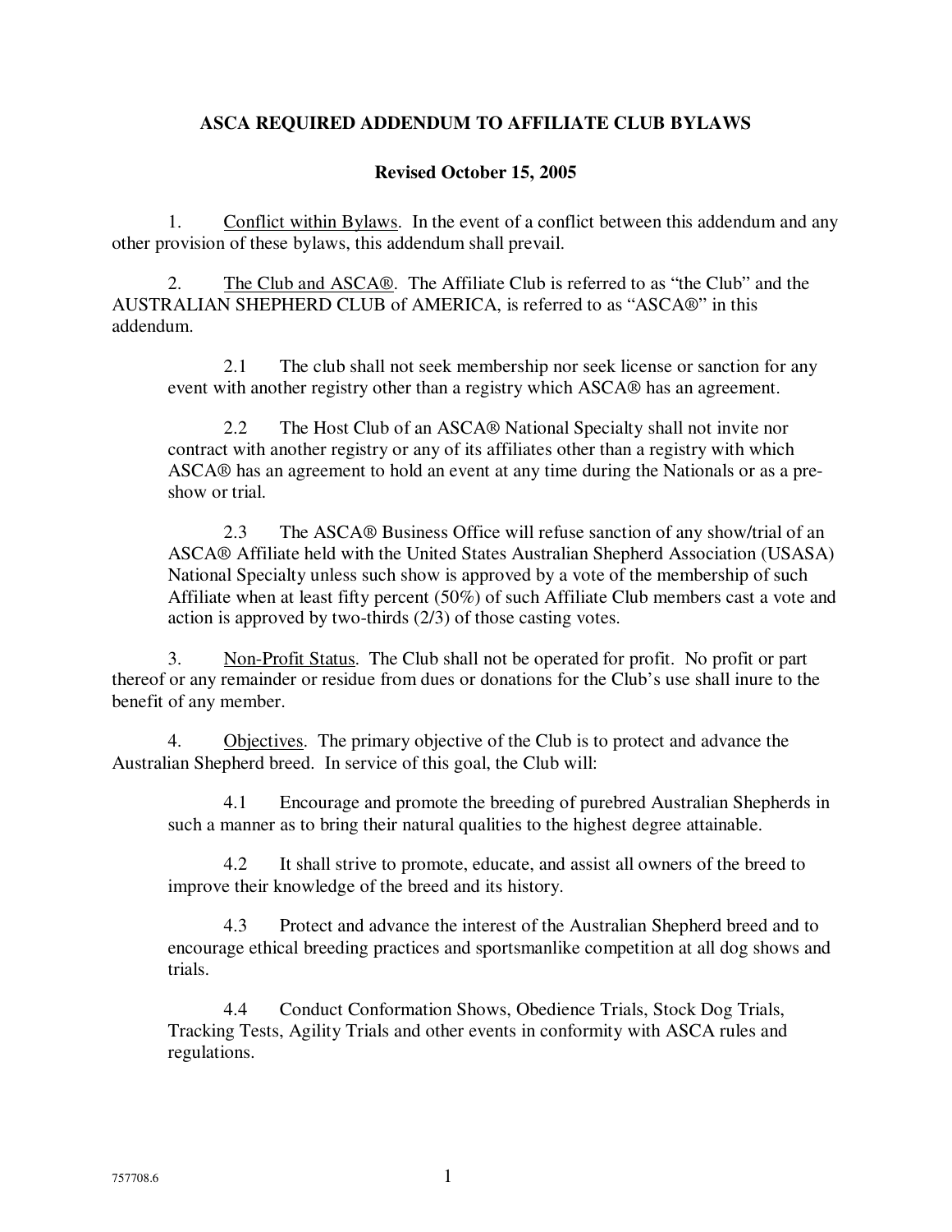# ASCA REQUIRED ADDENDUM TO AFFILIATE CLUB BYLAWS

**Revised October 15, 2005**

1. Conflict within Bylaws. In the event of a conflict between this addendum and any other provision of these bylaws, this addendum shall prevail.

2. The Club and ASCA®. The Affiliate Club is referred to as "the Club" and the AUSTRALIAN SHEPHERD CLUB of AMERICA, is referred to as "ASCA®" in this addendum.

   2.1 The club shall not seek membership nor seek license or sanction for any event with another registry other than a registry which ASCA® has an agreement.

   2.2 The Host Club of an ASCA® National Specialty shall not invite nor contract with another registry or any of its affiliates other than a registry with which ASCA® has an agreement to hold an event at any time during the Nationals or as a pre-show or trial.

   2.3 The ASCA® Business Office will refuse sanction of any show/trial of an ASCA® Affiliate held with the United States Australian Shepherd Association (USASA) National Specialty unless such show is approved by a vote of the membership of such Affiliate when at least fifty percent (50%) of such Affiliate Club members cast a vote and action is approved by two-thirds (2/3) of those casting votes.

3. Non-Profit Status. The Club shall not be operated for profit. No profit or part thereof or any remainder or residue from dues or donations for the Club's use shall inure to the benefit of any member.

4. Objectives. The primary objective of the Club is to protect and advance the Australian Shepherd breed. In service of this goal, the Club will:

   4.1 Encourage and promote the breeding of purebred Australian Shepherds in such a manner as to bring their natural qualities to the highest degree attainable.

   4.2 It shall strive to promote, educate, and assist all owners of the breed to improve their knowledge of the breed and its history.

   4.3 Protect and advance the interest of the Australian Shepherd breed and to encourage ethical breeding practices and sportsmanlike competition at all dog shows and trials.

   4.4 Conduct Conformation Shows, Obedience Trials, Stock Dog Trials, Tracking Tests, Agility Trials and other events in conformity with ASCA rules and regulations.

757708.6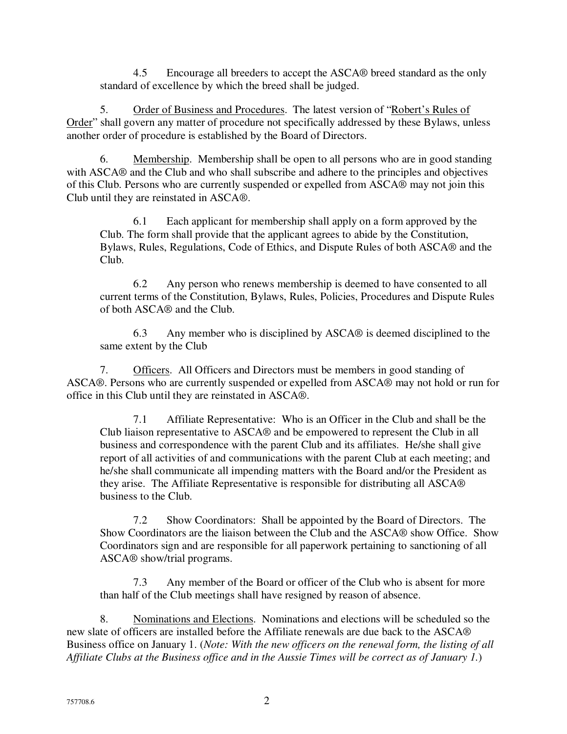4.5 Encourage all breeders to accept the ASCA® breed standard as the only standard of excellence by which the breed shall be judged.

5. Order of Business and Procedures. The latest version of "Robert's Rules of Order" shall govern any matter of procedure not specifically addressed by these Bylaws, unless another order of procedure is established by the Board of Directors.

6. Membership. Membership shall be open to all persons who are in good standing with ASCA® and the Club and who shall subscribe and adhere to the principles and objectives of this Club. Persons who are currently suspended or expelled from ASCA® may not join this Club until they are reinstated in ASCA®.

6.1 Each applicant for membership shall apply on a form approved by the Club. The form shall provide that the applicant agrees to abide by the Constitution, Bylaws, Rules, Regulations, Code of Ethics, and Dispute Rules of both ASCA® and the Club.

6.2 Any person who renews membership is deemed to have consented to all current terms of the Constitution, Bylaws, Rules, Policies, Procedures and Dispute Rules of both ASCA® and the Club.

6.3 Any member who is disciplined by ASCA® is deemed disciplined to the same extent by the Club

7. Officers. All Officers and Directors must be members in good standing of ASCA®. Persons who are currently suspended or expelled from ASCA® may not hold or run for office in this Club until they are reinstated in ASCA®.

7.1 Affiliate Representative: Who is an Officer in the Club and shall be the Club liaison representative to ASCA® and be empowered to represent the Club in all business and correspondence with the parent Club and its affiliates. He/she shall give report of all activities of and communications with the parent Club at each meeting; and he/she shall communicate all impending matters with the Board and/or the President as they arise. The Affiliate Representative is responsible for distributing all ASCA® business to the Club.

7.2 Show Coordinators: Shall be appointed by the Board of Directors. The Show Coordinators are the liaison between the Club and the ASCA® show Office. Show Coordinators sign and are responsible for all paperwork pertaining to sanctioning of all ASCA® show/trial programs.

7.3 Any member of the Board or officer of the Club who is absent for more than half of the Club meetings shall have resigned by reason of absence.

8. Nominations and Elections. Nominations and elections will be scheduled so the new slate of officers are installed before the Affiliate renewals are due back to the ASCA® Business office on January 1. (*Note: With the new officers on the renewal form, the listing of all Affiliate Clubs at the Business office and in the Aussie Times will be correct as of January 1.*)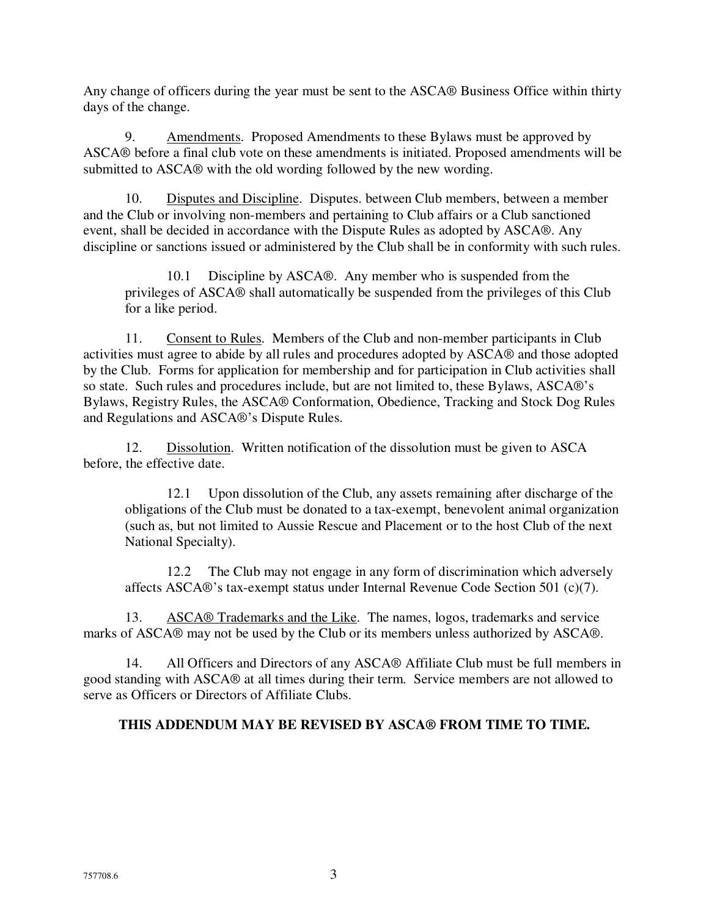Any change of officers during the year must be sent to the ASCA® Business Office within thirty days of the change.

9. <u>Amendments</u>. Proposed Amendments to these Bylaws must be approved by ASCA® before a final club vote on these amendments is initiated. Proposed amendments will be submitted to ASCA® with the old wording followed by the new wording.

10. <u>Disputes and Discipline</u>. Disputes. between Club members, between a member and the Club or involving non-members and pertaining to Club affairs or a Club sanctioned event, shall be decided in accordance with the Dispute Rules as adopted by ASCA®. Any discipline or sanctions issued or administered by the Club shall be in conformity with such rules.

> 10.1 Discipline by ASCA®. Any member who is suspended from the privileges of ASCA® shall automatically be suspended from the privileges of this Club for a like period.

11. <u>Consent to Rules</u>. Members of the Club and non-member participants in Club activities must agree to abide by all rules and procedures adopted by ASCA® and those adopted by the Club. Forms for application for membership and for participation in Club activities shall so state. Such rules and procedures include, but are not limited to, these Bylaws, ASCA®'s Bylaws, Registry Rules, the ASCA® Conformation, Obedience, Tracking and Stock Dog Rules and Regulations and ASCA®'s Dispute Rules.

12. <u>Dissolution</u>. Written notification of the dissolution must be given to ASCA before, the effective date.

> 12.1 Upon dissolution of the Club, any assets remaining after discharge of the obligations of the Club must be donated to a tax-exempt, benevolent animal organization (such as, but not limited to Aussie Rescue and Placement or to the host Club of the next National Specialty).
>
> 12.2 The Club may not engage in any form of discrimination which adversely affects ASCA®'s tax-exempt status under Internal Revenue Code Section 501 (c)(7).

13. <u>ASCA® Trademarks and the Like</u>. The names, logos, trademarks and service marks of ASCA® may not be used by the Club or its members unless authorized by ASCA®.

14. All Officers and Directors of any ASCA® Affiliate Club must be full members in good standing with ASCA® at all times during their term. Service members are not allowed to serve as Officers or Directors of Affiliate Clubs.

**THIS ADDENDUM MAY BE REVISED BY ASCA® FROM TIME TO TIME.**

757708.6